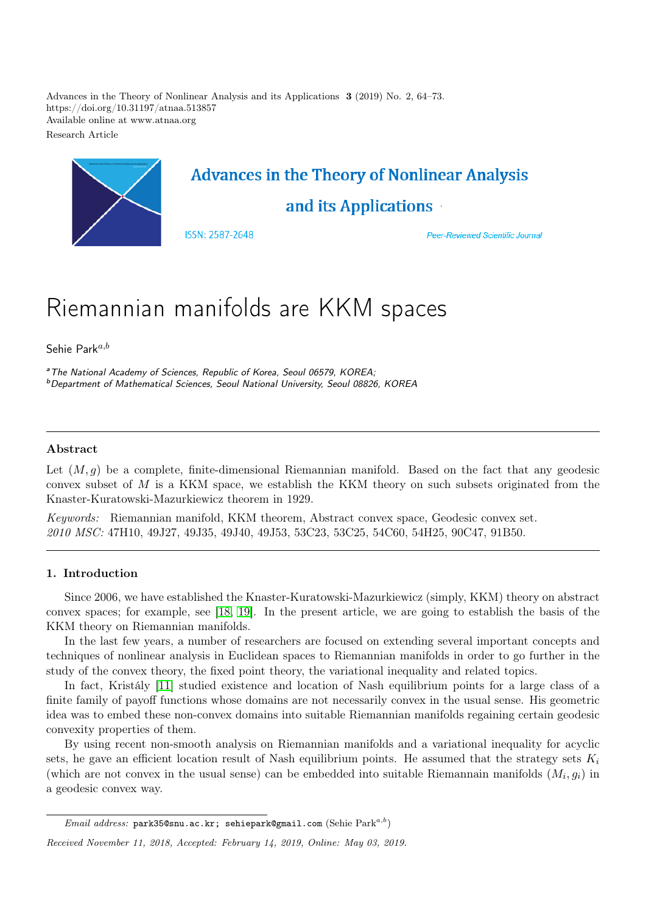Advances in the Theory of Nonlinear Analysis and its Applications **3** (2019) No. 2, 64–73.
https://doi.org/10.31197/atnaa.513857
Available online at www.atnaa.org
Research Article

# Riemannian manifolds are KKM spaces

Sehie Park[a,b]

[a] *The National Academy of Sciences, Republic of Korea, Seoul 06579, KOREA;*
[b] *Department of Mathematical Sciences, Seoul National University, Seoul 08826, KOREA*

---

### Abstract

Let $(M, g)$ be a complete, finite-dimensional Riemannian manifold. Based on the fact that any geodesic convex subset of $M$ is a KKM space, we establish the KKM theory on such subsets originated from the Knaster-Kuratowski-Mazurkiewicz theorem in 1929.

*Keywords:* Riemannian manifold, KKM theorem, Abstract convex space, Geodesic convex set.
*2010 MSC:* 47H10, 49J27, 49J35, 49J40, 49J53, 53C23, 53C25, 54C60, 54H25, 90C47, 91B50.

---

### 1. Introduction

Since 2006, we have established the Knaster-Kuratowski-Mazurkiewicz (simply, KKM) theory on abstract convex spaces; for example, see [18, 19]. In the present article, we are going to establish the basis of the KKM theory on Riemannian manifolds.

In the last few years, a number of researchers are focused on extending several important concepts and techniques of nonlinear analysis in Euclidean spaces to Riemannian manifolds in order to go further in the study of the convex theory, the fixed point theory, the variational inequality and related topics.

In fact, Kristály [11] studied existence and location of Nash equilibrium points for a large class of a finite family of payoff functions whose domains are not necessarily convex in the usual sense. His geometric idea was to embed these non-convex domains into suitable Riemannian manifolds regaining certain geodesic convexity properties of them.

By using recent non-smooth analysis on Riemannian manifolds and a variational inequality for acyclic sets, he gave an efficient location result of Nash equilibrium points. He assumed that the strategy sets $K_i$ (which are not convex in the usual sense) can be embedded into suitable Riemannain manifolds $(M_i, g_i)$ in a geodesic convex way.

---

*Email address:* park35@snu.ac.kr; sehiepark@gmail.com (Sehie Park[a,b])

*Received November 11, 2018, Accepted: February 14, 2019, Online: May 03, 2019.*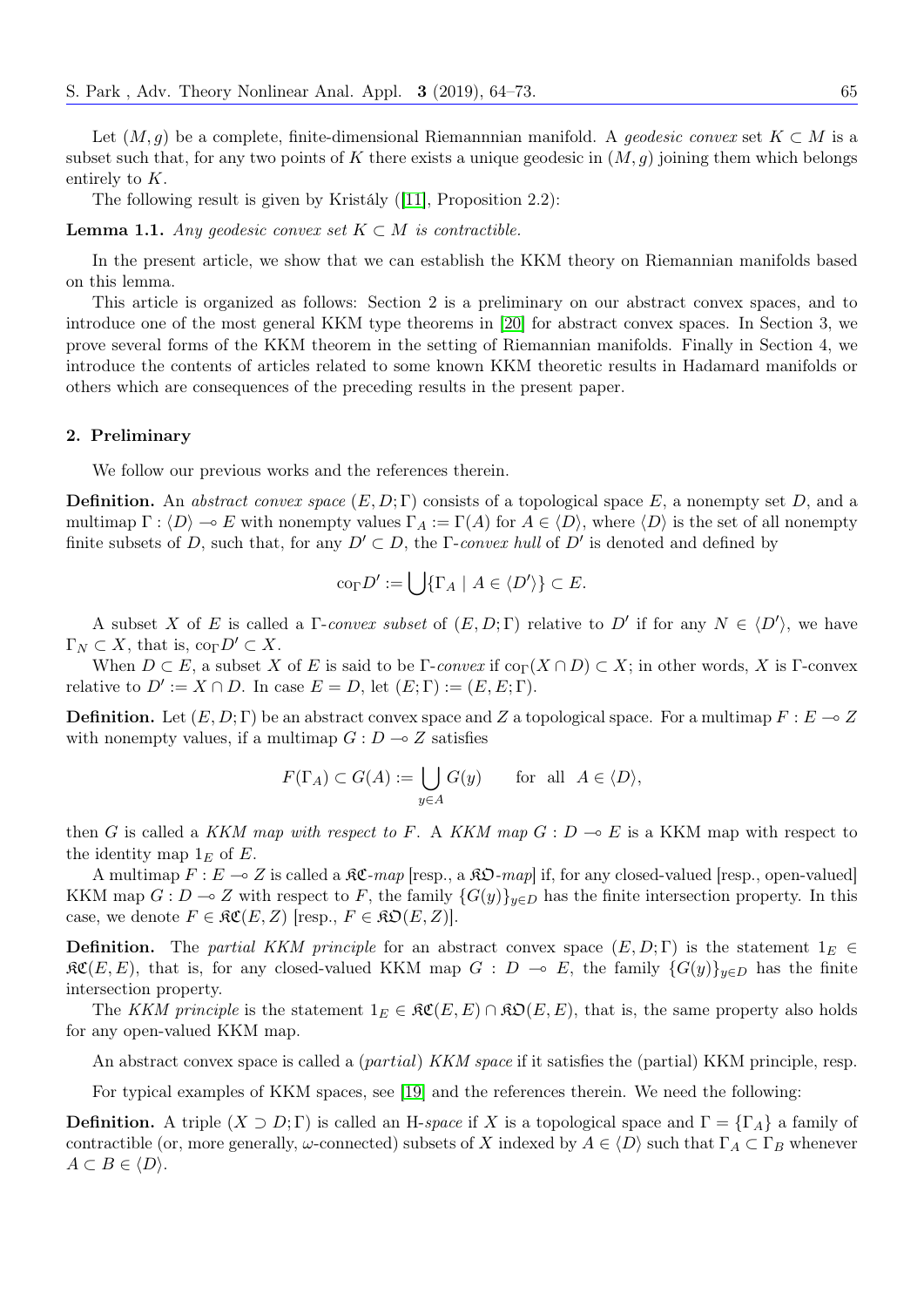Let $(M, g)$ be a complete, finite-dimensional Riemannnian manifold. A *geodesic convex* set $K \subset M$ is a subset such that, for any two points of $K$ there exists a unique geodesic in $(M, g)$ joining them which belongs entirely to $K$.

The following result is given by Kristály ([11], Proposition 2.2):

**Lemma 1.1.** *Any geodesic convex set $K \subset M$ is contractible.*

In the present article, we show that we can establish the KKM theory on Riemannian manifolds based on this lemma.

This article is organized as follows: Section 2 is a preliminary on our abstract convex spaces, and to introduce one of the most general KKM type theorems in [20] for abstract convex spaces. In Section 3, we prove several forms of the KKM theorem in the setting of Riemannian manifolds. Finally in Section 4, we introduce the contents of articles related to some known KKM theoretic results in Hadamard manifolds or others which are consequences of the preceding results in the present paper.

## 2. Preliminary

We follow our previous works and the references therein.

**Definition.** An *abstract convex space* $(E, D; \Gamma)$ consists of a topological space $E$, a nonempty set $D$, and a multimap $\Gamma : \langle D \rangle \multimap E$ with nonempty values $\Gamma_A := \Gamma(A)$ for $A \in \langle D \rangle$, where $\langle D \rangle$ is the set of all nonempty finite subsets of $D$, such that, for any $D' \subset D$, the $\Gamma$-*convex hull* of $D'$ is denoted and defined by

$$\mathrm{co}_\Gamma D' := \bigcup \{ \Gamma_A \mid A \in \langle D' \rangle \} \subset E.$$

A subset $X$ of $E$ is called a $\Gamma$-*convex subset* of $(E, D; \Gamma)$ relative to $D'$ if for any $N \in \langle D' \rangle$, we have $\Gamma_N \subset X$, that is, $\mathrm{co}_\Gamma D' \subset X$.

When $D \subset E$, a subset $X$ of $E$ is said to be $\Gamma$-*convex* if $\mathrm{co}_\Gamma(X \cap D) \subset X$; in other words, $X$ is $\Gamma$-convex relative to $D' := X \cap D$. In case $E = D$, let $(E; \Gamma) := (E, E; \Gamma)$.

**Definition.** Let $(E, D; \Gamma)$ be an abstract convex space and $Z$ a topological space. For a multimap $F : E \multimap Z$ with nonempty values, if a multimap $G : D \multimap Z$ satisfies

$$F(\Gamma_A) \subset G(A) := \bigcup_{y \in A} G(y) \qquad \text{for all} \quad A \in \langle D \rangle,$$

then $G$ is called a *KKM map with respect to* $F$. A *KKM map* $G : D \multimap E$ is a KKM map with respect to the identity map $1_E$ of $E$.

A multimap $F : E \multimap Z$ is called a $\mathfrak{KC}$-*map* [resp., a $\mathfrak{KO}$-*map*] if, for any closed-valued [resp., open-valued] KKM map $G : D \multimap Z$ with respect to $F$, the family $\{G(y)\}_{y \in D}$ has the finite intersection property. In this case, we denote $F \in \mathfrak{KC}(E, Z)$ [resp., $F \in \mathfrak{KO}(E, Z)$].

**Definition.** The *partial KKM principle* for an abstract convex space $(E, D; \Gamma)$ is the statement $1_E \in \mathfrak{KC}(E, E)$, that is, for any closed-valued KKM map $G : D \multimap E$, the family $\{G(y)\}_{y \in D}$ has the finite intersection property.

The *KKM principle* is the statement $1_E \in \mathfrak{KC}(E, E) \cap \mathfrak{KO}(E, E)$, that is, the same property also holds for any open-valued KKM map.

An abstract convex space is called a (*partial*) *KKM space* if it satisfies the (partial) KKM principle, resp.

For typical examples of KKM spaces, see [19] and the references therein. We need the following:

**Definition.** A triple $(X \supset D; \Gamma)$ is called an H-*space* if $X$ is a topological space and $\Gamma = \{\Gamma_A\}$ a family of contractible (or, more generally, $\omega$-connected) subsets of $X$ indexed by $A \in \langle D \rangle$ such that $\Gamma_A \subset \Gamma_B$ whenever $A \subset B \in \langle D \rangle$.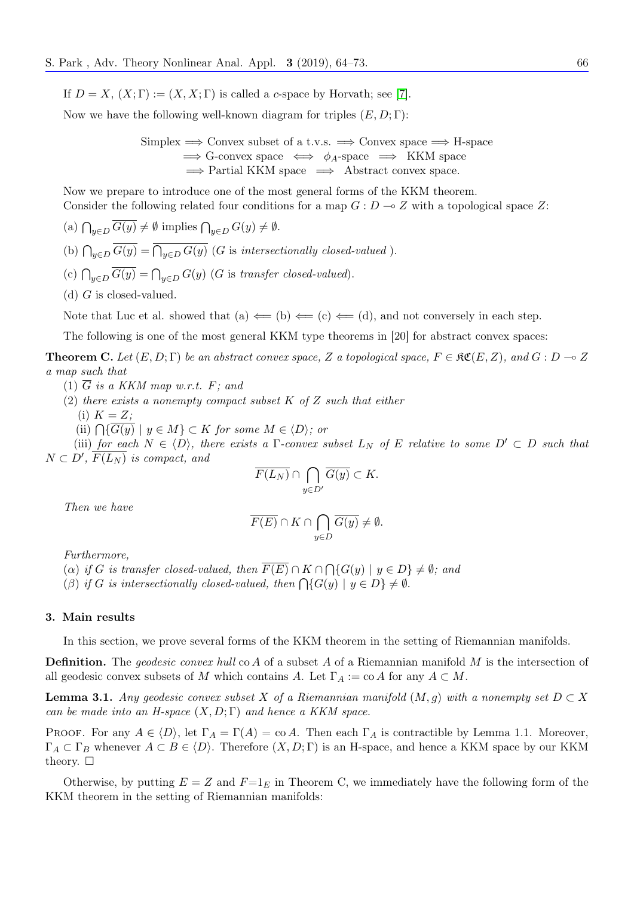If $D = X$, $(X;\Gamma) := (X, X;\Gamma)$ is called a *c*-space by Horvath; see [7].

Now we have the following well-known diagram for triples $(E, D;\Gamma)$:

$$
\begin{aligned}
\text{Simplex} &\Longrightarrow \text{Convex subset of a t.v.s.} \Longrightarrow \text{Convex space} \Longrightarrow \text{H-space} \\
&\Longrightarrow \text{G-convex space} \iff \phi_A\text{-space} \Longrightarrow \text{KKM space} \\
&\Longrightarrow \text{Partial KKM space} \Longrightarrow \text{Abstract convex space.}
\end{aligned}
$$

Now we prepare to introduce one of the most general forms of the KKM theorem.

Consider the following related four conditions for a map $G : D \multimap Z$ with a topological space $Z$:

(a) $\bigcap_{y\in D} \overline{G(y)} \neq \emptyset$ implies $\bigcap_{y\in D} G(y) \neq \emptyset$.

(b) $\bigcap_{y\in D} \overline{G(y)} = \overline{\bigcap_{y\in D} G(y)}$ ($G$ is *intersectionally closed-valued* ).

(c) $\bigcap_{y\in D} \overline{G(y)} = \bigcap_{y\in D} G(y)$ ($G$ is *transfer closed-valued*).

(d) $G$ is closed-valued.

Note that Luc et al. showed that (a) $\Longleftarrow$ (b) $\Longleftarrow$ (c) $\Longleftarrow$ (d), and not conversely in each step.

The following is one of the most general KKM type theorems in [20] for abstract convex spaces:

**Theorem C.** *Let $(E, D;\Gamma)$ be an abstract convex space, $Z$ a topological space, $F \in \mathfrak{KC}(E, Z)$, and $G : D \multimap Z$ a map such that*

(1) *$\overline{G}$ is a KKM map w.r.t. $F$; and*

(2) *there exists a nonempty compact subset $K$ of $Z$ such that either*

(i) *$K = Z$;*

(ii) *$\bigcap\{\overline{G(y)} \mid y \in M\} \subset K$ for some $M \in \langle D\rangle$; or*

(iii) *for each $N \in \langle D\rangle$, there exists a $\Gamma$-convex subset $L_N$ of $E$ relative to some $D' \subset D$ such that $N \subset D'$, $\overline{F(L_N)}$ is compact, and*

$$\overline{F(L_N)} \cap \bigcap_{y\in D'} \overline{G(y)} \subset K.$$

*Then we have*

$$\overline{F(E)} \cap K \cap \bigcap_{y\in D} \overline{G(y)} \neq \emptyset.$$

*Furthermore,*

($\alpha$) *if $G$ is transfer closed-valued, then $\overline{F(E)} \cap K \cap \bigcap\{G(y) \mid y \in D\} \neq \emptyset$; and*

($\beta$) *if $G$ is intersectionally closed-valued, then $\bigcap\{G(y) \mid y \in D\} \neq \emptyset$.*

## 3. Main results

In this section, we prove several forms of the KKM theorem in the setting of Riemannian manifolds.

**Definition.** The *geodesic convex hull* $\operatorname{co} A$ of a subset $A$ of a Riemannian manifold $M$ is the intersection of all geodesic convex subsets of $M$ which contains $A$. Let $\Gamma_A := \operatorname{co} A$ for any $A \subset M$.

**Lemma 3.1.** *Any geodesic convex subset $X$ of a Riemannian manifold $(M, g)$ with a nonempty set $D \subset X$ can be made into an H-space $(X, D;\Gamma)$ and hence a KKM space.*

Proof. For any $A \in \langle D\rangle$, let $\Gamma_A = \Gamma(A) = \operatorname{co} A$. Then each $\Gamma_A$ is contractible by Lemma 1.1. Moreover, $\Gamma_A \subset \Gamma_B$ whenever $A \subset B \in \langle D\rangle$. Therefore $(X, D;\Gamma)$ is an H-space, and hence a KKM space by our KKM theory. $\square$

Otherwise, by putting $E = Z$ and $F = 1_E$ in Theorem C, we immediately have the following form of the KKM theorem in the setting of Riemannian manifolds: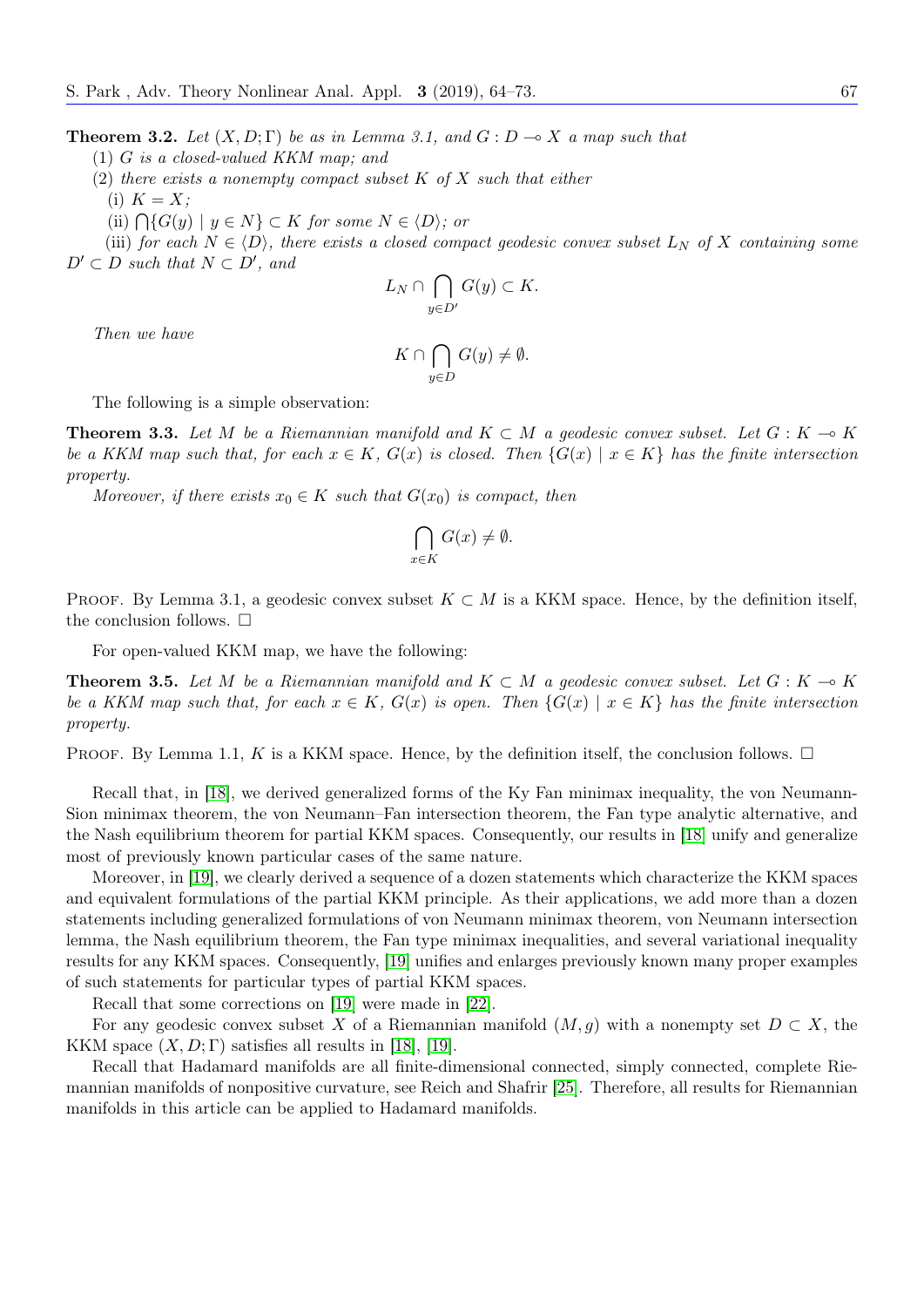**Theorem 3.2.** *Let $(X, D; \Gamma)$ be as in Lemma 3.1, and $G : D \multimap X$ a map such that*

*(1) $G$ is a closed-valued KKM map; and*

*(2) there exists a nonempty compact subset $K$ of $X$ such that either*

*(i) $K = X$;*

*(ii) $\bigcap\{G(y) \mid y \in N\} \subset K$ for some $N \in \langle D \rangle$; or*

*(iii) for each $N \in \langle D \rangle$, there exists a closed compact geodesic convex subset $L_N$ of $X$ containing some $D' \subset D$ such that $N \subset D'$, and*

$$L_N \cap \bigcap_{y \in D'} G(y) \subset K.$$

*Then we have*

$$K \cap \bigcap_{y \in D} G(y) \neq \emptyset.$$

The following is a simple observation:

**Theorem 3.3.** *Let $M$ be a Riemannian manifold and $K \subset M$ a geodesic convex subset. Let $G : K \multimap K$ be a KKM map such that, for each $x \in K$, $G(x)$ is closed. Then $\{G(x) \mid x \in K\}$ has the finite intersection property.*

*Moreover, if there exists $x_0 \in K$ such that $G(x_0)$ is compact, then*

$$\bigcap_{x \in K} G(x) \neq \emptyset.$$

Proof. By Lemma 3.1, a geodesic convex subset $K \subset M$ is a KKM space. Hence, by the definition itself, the conclusion follows. $\square$

For open-valued KKM map, we have the following:

**Theorem 3.5.** *Let $M$ be a Riemannian manifold and $K \subset M$ a geodesic convex subset. Let $G : K \multimap K$ be a KKM map such that, for each $x \in K$, $G(x)$ is open. Then $\{G(x) \mid x \in K\}$ has the finite intersection property.*

Proof. By Lemma 1.1, $K$ is a KKM space. Hence, by the definition itself, the conclusion follows. $\square$

Recall that, in [18], we derived generalized forms of the Ky Fan minimax inequality, the von Neumann-Sion minimax theorem, the von Neumann–Fan intersection theorem, the Fan type analytic alternative, and the Nash equilibrium theorem for partial KKM spaces. Consequently, our results in [18] unify and generalize most of previously known particular cases of the same nature.

Moreover, in [19], we clearly derived a sequence of a dozen statements which characterize the KKM spaces and equivalent formulations of the partial KKM principle. As their applications, we add more than a dozen statements including generalized formulations of von Neumann minimax theorem, von Neumann intersection lemma, the Nash equilibrium theorem, the Fan type minimax inequalities, and several variational inequality results for any KKM spaces. Consequently, [19] unifies and enlarges previously known many proper examples of such statements for particular types of partial KKM spaces.

Recall that some corrections on [19] were made in [22].

For any geodesic convex subset $X$ of a Riemannian manifold $(M, g)$ with a nonempty set $D \subset X$, the KKM space $(X, D; \Gamma)$ satisfies all results in [18], [19].

Recall that Hadamard manifolds are all finite-dimensional connected, simply connected, complete Riemannian manifolds of nonpositive curvature, see Reich and Shafrir [25]. Therefore, all results for Riemannian manifolds in this article can be applied to Hadamard manifolds.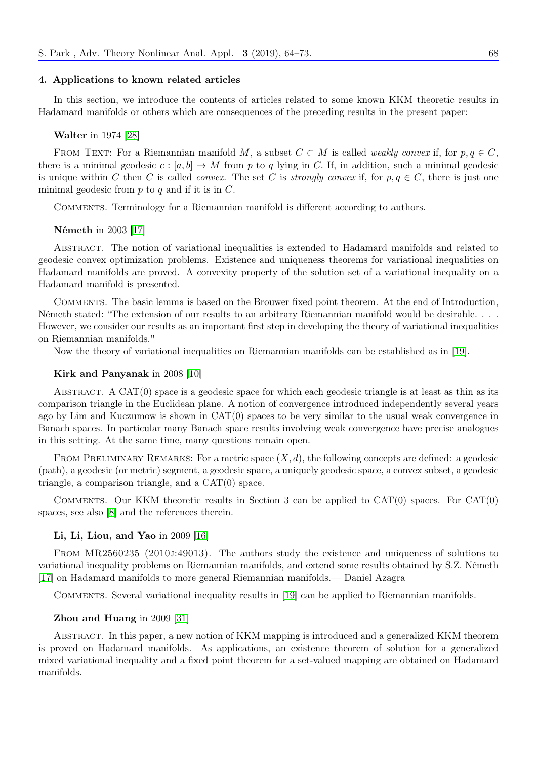#### 4. Applications to known related articles

In this section, we introduce the contents of articles related to some known KKM theoretic results in Hadamard manifolds or others which are consequences of the preceding results in the present paper:

**Walter** in 1974 [28]

FROM TEXT: For a Riemannian manifold $M$, a subset $C \subset M$ is called *weakly convex* if, for $p, q \in C$, there is a minimal geodesic $c : [a, b] \to M$ from $p$ to $q$ lying in $C$. If, in addition, such a minimal geodesic is unique within $C$ then $C$ is called *convex*. The set $C$ is *strongly convex* if, for $p, q \in C$, there is just one minimal geodesic from $p$ to $q$ and if it is in $C$.

COMMENTS. Terminology for a Riemannian manifold is different according to authors.

**Németh** in 2003 [17]

ABSTRACT. The notion of variational inequalities is extended to Hadamard manifolds and related to geodesic convex optimization problems. Existence and uniqueness theorems for variational inequalities on Hadamard manifolds are proved. A convexity property of the solution set of a variational inequality on a Hadamard manifold is presented.

COMMENTS. The basic lemma is based on the Brouwer fixed point theorem. At the end of Introduction, Németh stated: "The extension of our results to an arbitrary Riemannian manifold would be desirable. . . . However, we consider our results as an important first step in developing the theory of variational inequalities on Riemannian manifolds."

Now the theory of variational inequalities on Riemannian manifolds can be established as in [19].

**Kirk and Panyanak** in 2008 [10]

ABSTRACT. A CAT(0) space is a geodesic space for which each geodesic triangle is at least as thin as its comparison triangle in the Euclidean plane. A notion of convergence introduced independently several years ago by Lim and Kuczumow is shown in CAT(0) spaces to be very similar to the usual weak convergence in Banach spaces. In particular many Banach space results involving weak convergence have precise analogues in this setting. At the same time, many questions remain open.

FROM PRELIMINARY REMARKS: For a metric space $(X, d)$, the following concepts are defined: a geodesic (path), a geodesic (or metric) segment, a geodesic space, a uniquely geodesic space, a convex subset, a geodesic triangle, a comparison triangle, and a CAT(0) space.

COMMENTS. Our KKM theoretic results in Section 3 can be applied to CAT(0) spaces. For CAT(0) spaces, see also [8] and the references therein.

**Li, Li, Liou, and Yao** in 2009 [16]

FROM MR2560235 (2010J:49013). The authors study the existence and uniqueness of solutions to variational inequality problems on Riemannian manifolds, and extend some results obtained by S.Z. Németh [17] on Hadamard manifolds to more general Riemannian manifolds.— Daniel Azagra

COMMENTS. Several variational inequality results in [19] can be applied to Riemannian manifolds.

**Zhou and Huang** in 2009 [31]

ABSTRACT. In this paper, a new notion of KKM mapping is introduced and a generalized KKM theorem is proved on Hadamard manifolds. As applications, an existence theorem of solution for a generalized mixed variational inequality and a fixed point theorem for a set-valued mapping are obtained on Hadamard manifolds.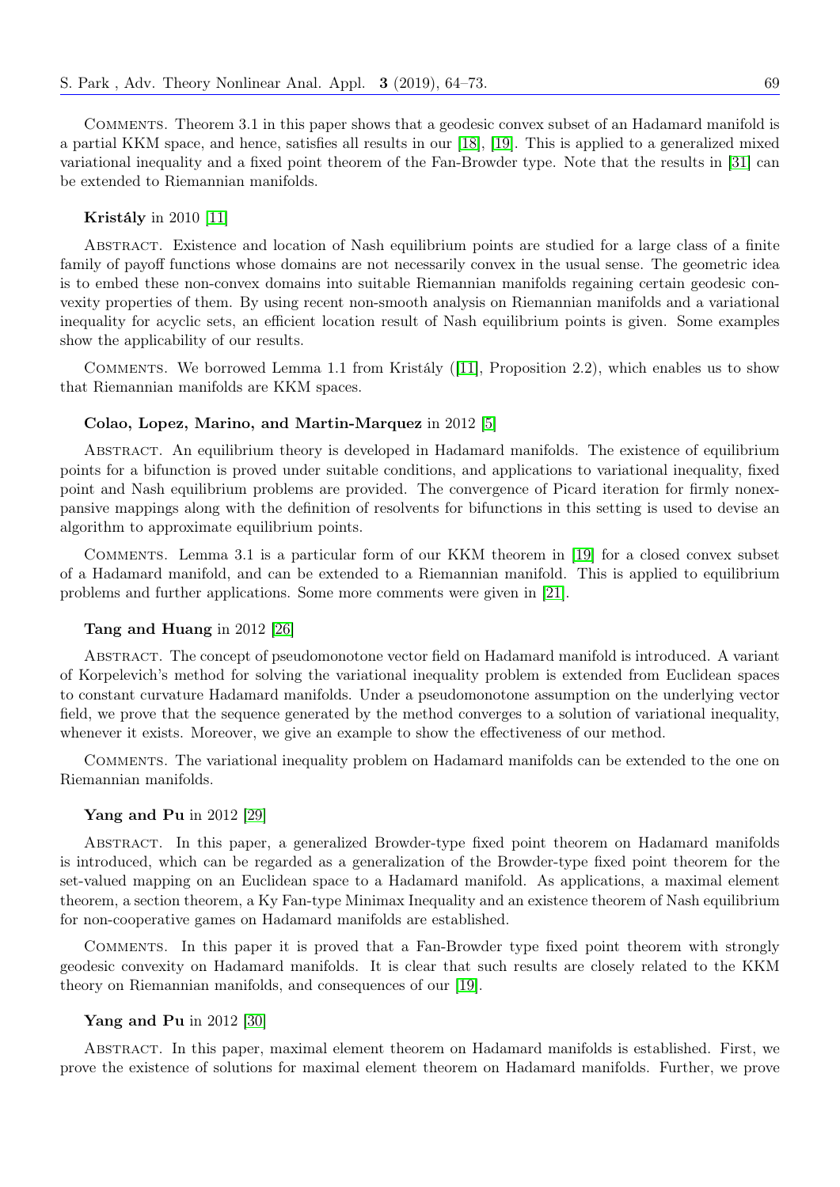Comments. Theorem 3.1 in this paper shows that a geodesic convex subset of an Hadamard manifold is a partial KKM space, and hence, satisfies all results in our [18], [19]. This is applied to a generalized mixed variational inequality and a fixed point theorem of the Fan-Browder type. Note that the results in [31] can be extended to Riemannian manifolds.

**Kristály** in 2010 [11]

Abstract. Existence and location of Nash equilibrium points are studied for a large class of a finite family of payoff functions whose domains are not necessarily convex in the usual sense. The geometric idea is to embed these non-convex domains into suitable Riemannian manifolds regaining certain geodesic convexity properties of them. By using recent non-smooth analysis on Riemannian manifolds and a variational inequality for acyclic sets, an efficient location result of Nash equilibrium points is given. Some examples show the applicability of our results.

Comments. We borrowed Lemma 1.1 from Kristály ([11], Proposition 2.2), which enables us to show that Riemannian manifolds are KKM spaces.

**Colao, Lopez, Marino, and Martin-Marquez** in 2012 [5]

Abstract. An equilibrium theory is developed in Hadamard manifolds. The existence of equilibrium points for a bifunction is proved under suitable conditions, and applications to variational inequality, fixed point and Nash equilibrium problems are provided. The convergence of Picard iteration for firmly nonexpansive mappings along with the definition of resolvents for bifunctions in this setting is used to devise an algorithm to approximate equilibrium points.

Comments. Lemma 3.1 is a particular form of our KKM theorem in [19] for a closed convex subset of a Hadamard manifold, and can be extended to a Riemannian manifold. This is applied to equilibrium problems and further applications. Some more comments were given in [21].

**Tang and Huang** in 2012 [26]

Abstract. The concept of pseudomonotone vector field on Hadamard manifold is introduced. A variant of Korpelevich's method for solving the variational inequality problem is extended from Euclidean spaces to constant curvature Hadamard manifolds. Under a pseudomonotone assumption on the underlying vector field, we prove that the sequence generated by the method converges to a solution of variational inequality, whenever it exists. Moreover, we give an example to show the effectiveness of our method.

Comments. The variational inequality problem on Hadamard manifolds can be extended to the one on Riemannian manifolds.

**Yang and Pu** in 2012 [29]

Abstract. In this paper, a generalized Browder-type fixed point theorem on Hadamard manifolds is introduced, which can be regarded as a generalization of the Browder-type fixed point theorem for the set-valued mapping on an Euclidean space to a Hadamard manifold. As applications, a maximal element theorem, a section theorem, a Ky Fan-type Minimax Inequality and an existence theorem of Nash equilibrium for non-cooperative games on Hadamard manifolds are established.

Comments. In this paper it is proved that a Fan-Browder type fixed point theorem with strongly geodesic convexity on Hadamard manifolds. It is clear that such results are closely related to the KKM theory on Riemannian manifolds, and consequences of our [19].

**Yang and Pu** in 2012 [30]

Abstract. In this paper, maximal element theorem on Hadamard manifolds is established. First, we prove the existence of solutions for maximal element theorem on Hadamard manifolds. Further, we prove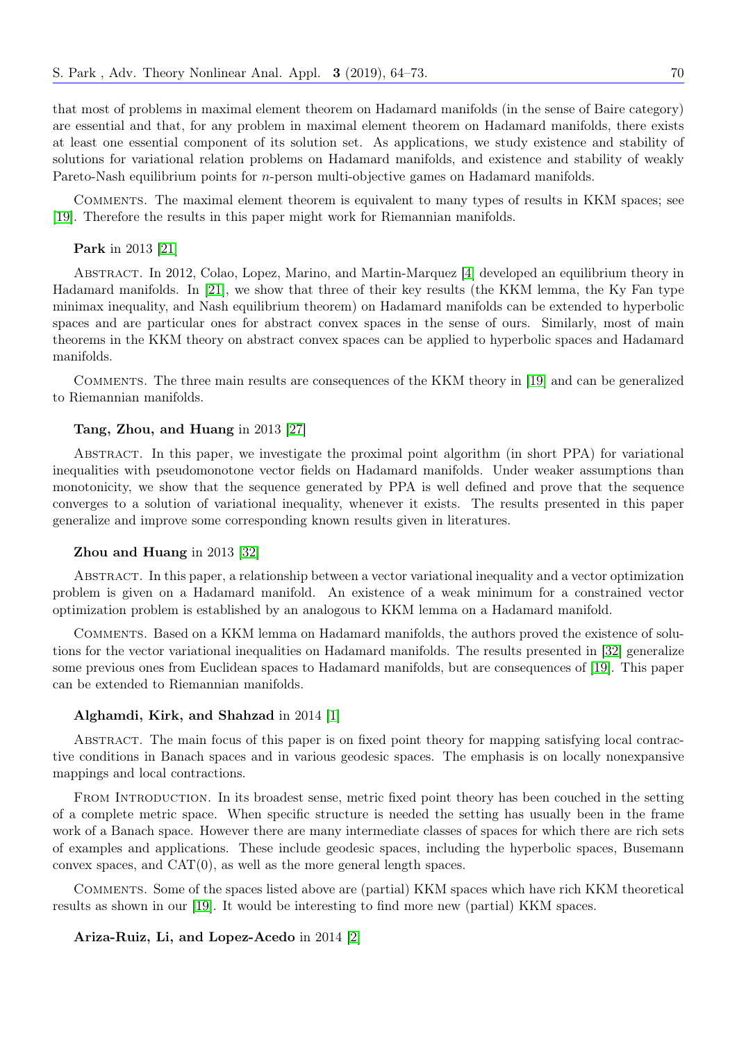that most of problems in maximal element theorem on Hadamard manifolds (in the sense of Baire category) are essential and that, for any problem in maximal element theorem on Hadamard manifolds, there exists at least one essential component of its solution set. As applications, we study existence and stability of solutions for variational relation problems on Hadamard manifolds, and existence and stability of weakly Pareto-Nash equilibrium points for $n$-person multi-objective games on Hadamard manifolds.

COMMENTS. The maximal element theorem is equivalent to many types of results in KKM spaces; see [19]. Therefore the results in this paper might work for Riemannian manifolds.

**Park** in 2013 [21]

ABSTRACT. In 2012, Colao, Lopez, Marino, and Martin-Marquez [4] developed an equilibrium theory in Hadamard manifolds. In [21], we show that three of their key results (the KKM lemma, the Ky Fan type minimax inequality, and Nash equilibrium theorem) on Hadamard manifolds can be extended to hyperbolic spaces and are particular ones for abstract convex spaces in the sense of ours. Similarly, most of main theorems in the KKM theory on abstract convex spaces can be applied to hyperbolic spaces and Hadamard manifolds.

COMMENTS. The three main results are consequences of the KKM theory in [19] and can be generalized to Riemannian manifolds.

**Tang, Zhou, and Huang** in 2013 [27]

ABSTRACT. In this paper, we investigate the proximal point algorithm (in short PPA) for variational inequalities with pseudomonotone vector fields on Hadamard manifolds. Under weaker assumptions than monotonicity, we show that the sequence generated by PPA is well defined and prove that the sequence converges to a solution of variational inequality, whenever it exists. The results presented in this paper generalize and improve some corresponding known results given in literatures.

**Zhou and Huang** in 2013 [32]

ABSTRACT. In this paper, a relationship between a vector variational inequality and a vector optimization problem is given on a Hadamard manifold. An existence of a weak minimum for a constrained vector optimization problem is established by an analogous to KKM lemma on a Hadamard manifold.

COMMENTS. Based on a KKM lemma on Hadamard manifolds, the authors proved the existence of solutions for the vector variational inequalities on Hadamard manifolds. The results presented in [32] generalize some previous ones from Euclidean spaces to Hadamard manifolds, but are consequences of [19]. This paper can be extended to Riemannian manifolds.

**Alghamdi, Kirk, and Shahzad** in 2014 [1]

ABSTRACT. The main focus of this paper is on fixed point theory for mapping satisfying local contractive conditions in Banach spaces and in various geodesic spaces. The emphasis is on locally nonexpansive mappings and local contractions.

FROM INTRODUCTION. In its broadest sense, metric fixed point theory has been couched in the setting of a complete metric space. When specific structure is needed the setting has usually been in the frame work of a Banach space. However there are many intermediate classes of spaces for which there are rich sets of examples and applications. These include geodesic spaces, including the hyperbolic spaces, Busemann convex spaces, and CAT(0), as well as the more general length spaces.

COMMENTS. Some of the spaces listed above are (partial) KKM spaces which have rich KKM theoretical results as shown in our [19]. It would be interesting to find more new (partial) KKM spaces.

**Ariza-Ruiz, Li, and Lopez-Acedo** in 2014 [2]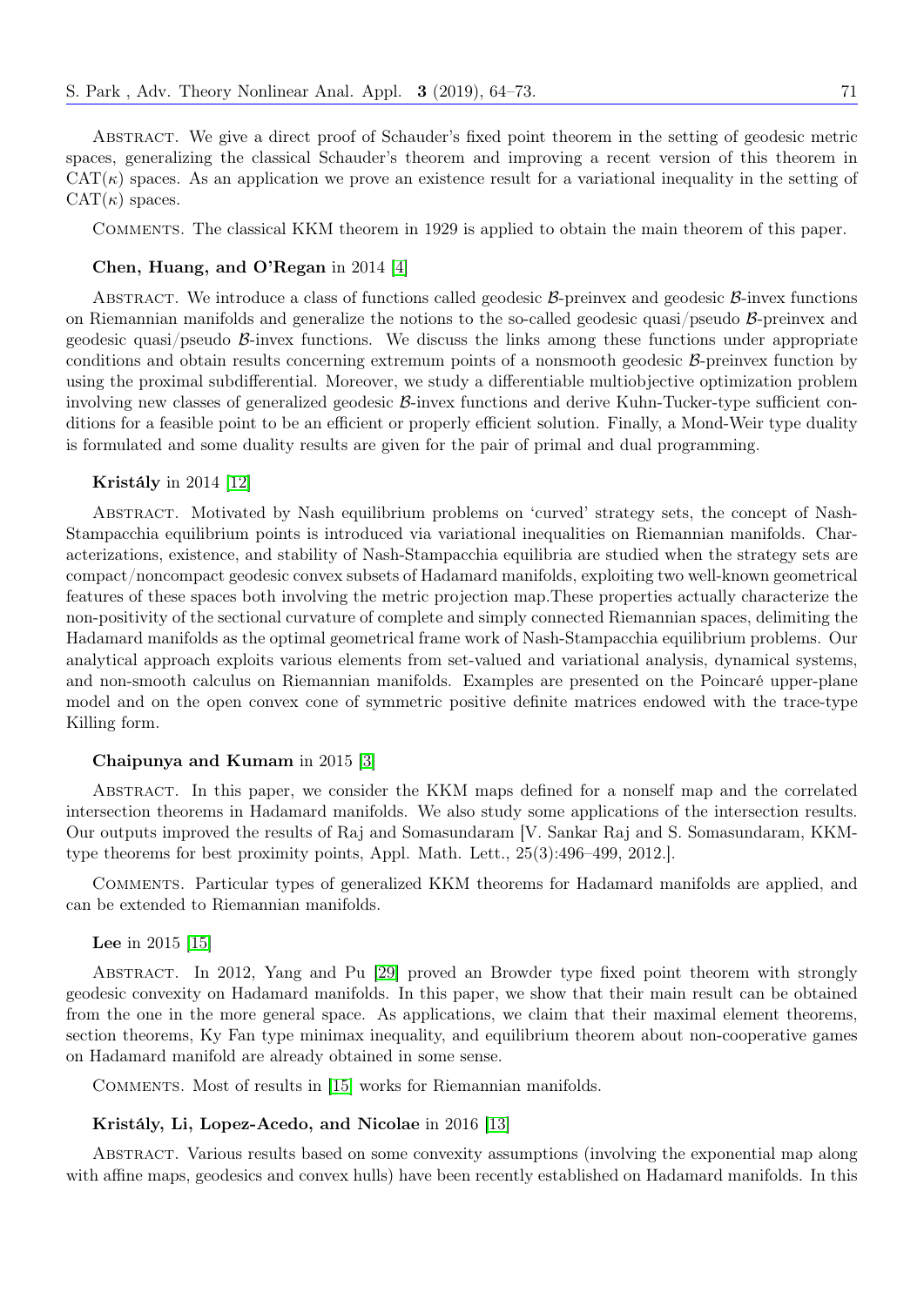ABSTRACT. We give a direct proof of Schauder's fixed point theorem in the setting of geodesic metric spaces, generalizing the classical Schauder's theorem and improving a recent version of this theorem in CAT($\kappa$) spaces. As an application we prove an existence result for a variational inequality in the setting of CAT($\kappa$) spaces.

COMMENTS. The classical KKM theorem in 1929 is applied to obtain the main theorem of this paper.

**Chen, Huang, and O'Regan** in 2014 [4]

ABSTRACT. We introduce a class of functions called geodesic $\mathcal{B}$-preinvex and geodesic $\mathcal{B}$-invex functions on Riemannian manifolds and generalize the notions to the so-called geodesic quasi/pseudo $\mathcal{B}$-preinvex and geodesic quasi/pseudo $\mathcal{B}$-invex functions. We discuss the links among these functions under appropriate conditions and obtain results concerning extremum points of a nonsmooth geodesic $\mathcal{B}$-preinvex function by using the proximal subdifferential. Moreover, we study a differentiable multiobjective optimization problem involving new classes of generalized geodesic $\mathcal{B}$-invex functions and derive Kuhn-Tucker-type sufficient conditions for a feasible point to be an efficient or properly efficient solution. Finally, a Mond-Weir type duality is formulated and some duality results are given for the pair of primal and dual programming.

**Kristály** in 2014 [12]

ABSTRACT. Motivated by Nash equilibrium problems on 'curved' strategy sets, the concept of Nash-Stampacchia equilibrium points is introduced via variational inequalities on Riemannian manifolds. Characterizations, existence, and stability of Nash-Stampacchia equilibria are studied when the strategy sets are compact/noncompact geodesic convex subsets of Hadamard manifolds, exploiting two well-known geometrical features of these spaces both involving the metric projection map.These properties actually characterize the non-positivity of the sectional curvature of complete and simply connected Riemannian spaces, delimiting the Hadamard manifolds as the optimal geometrical frame work of Nash-Stampacchia equilibrium problems. Our analytical approach exploits various elements from set-valued and variational analysis, dynamical systems, and non-smooth calculus on Riemannian manifolds. Examples are presented on the Poincaré upper-plane model and on the open convex cone of symmetric positive definite matrices endowed with the trace-type Killing form.

**Chaipunya and Kumam** in 2015 [3]

ABSTRACT. In this paper, we consider the KKM maps defined for a nonself map and the correlated intersection theorems in Hadamard manifolds. We also study some applications of the intersection results. Our outputs improved the results of Raj and Somasundaram [V. Sankar Raj and S. Somasundaram, KKM-type theorems for best proximity points, Appl. Math. Lett., 25(3):496–499, 2012.].

COMMENTS. Particular types of generalized KKM theorems for Hadamard manifolds are applied, and can be extended to Riemannian manifolds.

**Lee** in 2015 [15]

ABSTRACT. In 2012, Yang and Pu [29] proved an Browder type fixed point theorem with strongly geodesic convexity on Hadamard manifolds. In this paper, we show that their main result can be obtained from the one in the more general space. As applications, we claim that their maximal element theorems, section theorems, Ky Fan type minimax inequality, and equilibrium theorem about non-cooperative games on Hadamard manifold are already obtained in some sense.

COMMENTS. Most of results in [15] works for Riemannian manifolds.

**Kristály, Li, Lopez-Acedo, and Nicolae** in 2016 [13]

ABSTRACT. Various results based on some convexity assumptions (involving the exponential map along with affine maps, geodesics and convex hulls) have been recently established on Hadamard manifolds. In this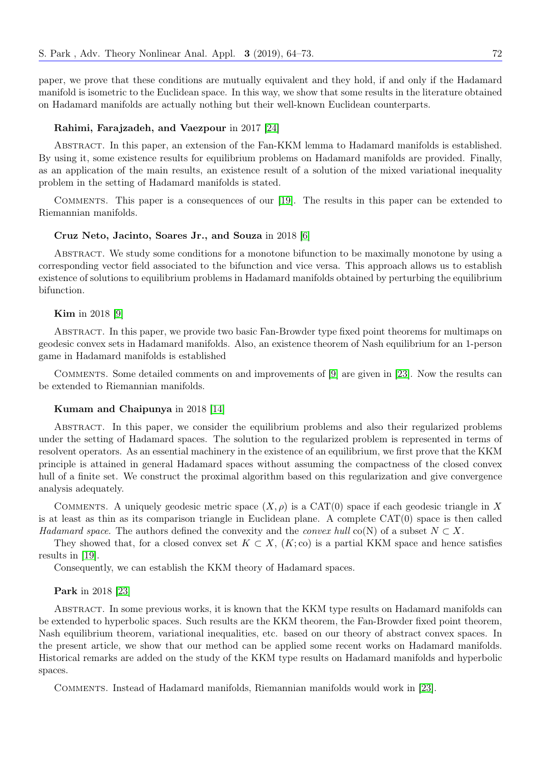paper, we prove that these conditions are mutually equivalent and they hold, if and only if the Hadamard manifold is isometric to the Euclidean space. In this way, we show that some results in the literature obtained on Hadamard manifolds are actually nothing but their well-known Euclidean counterparts.

**Rahimi, Farajzadeh, and Vaezpour** in 2017 [24]

Abstract. In this paper, an extension of the Fan-KKM lemma to Hadamard manifolds is established. By using it, some existence results for equilibrium problems on Hadamard manifolds are provided. Finally, as an application of the main results, an existence result of a solution of the mixed variational inequality problem in the setting of Hadamard manifolds is stated.

Comments. This paper is a consequences of our [19]. The results in this paper can be extended to Riemannian manifolds.

**Cruz Neto, Jacinto, Soares Jr., and Souza** in 2018 [6]

Abstract. We study some conditions for a monotone bifunction to be maximally monotone by using a corresponding vector field associated to the bifunction and vice versa. This approach allows us to establish existence of solutions to equilibrium problems in Hadamard manifolds obtained by perturbing the equilibrium bifunction.

**Kim** in 2018 [9]

Abstract. In this paper, we provide two basic Fan-Browder type fixed point theorems for multimaps on geodesic convex sets in Hadamard manifolds. Also, an existence theorem of Nash equilibrium for an 1-person game in Hadamard manifolds is established

Comments. Some detailed comments on and improvements of [9] are given in [23]. Now the results can be extended to Riemannian manifolds.

**Kumam and Chaipunya** in 2018 [14]

Abstract. In this paper, we consider the equilibrium problems and also their regularized problems under the setting of Hadamard spaces. The solution to the regularized problem is represented in terms of resolvent operators. As an essential machinery in the existence of an equilibrium, we first prove that the KKM principle is attained in general Hadamard spaces without assuming the compactness of the closed convex hull of a finite set. We construct the proximal algorithm based on this regularization and give convergence analysis adequately.

Comments. A uniquely geodesic metric space $(X, \rho)$ is a CAT(0) space if each geodesic triangle in $X$ is at least as thin as its comparison triangle in Euclidean plane. A complete CAT(0) space is then called *Hadamard space*. The authors defined the convexity and the *convex hull* $\mathrm{co}(N)$ of a subset $N \subset X$.

They showed that, for a closed convex set $K \subset X$, $(K; \mathrm{co})$ is a partial KKM space and hence satisfies results in [19].

Consequently, we can establish the KKM theory of Hadamard spaces.

**Park** in 2018 [23]

Abstract. In some previous works, it is known that the KKM type results on Hadamard manifolds can be extended to hyperbolic spaces. Such results are the KKM theorem, the Fan-Browder fixed point theorem, Nash equilibrium theorem, variational inequalities, etc. based on our theory of abstract convex spaces. In the present article, we show that our method can be applied some recent works on Hadamard manifolds. Historical remarks are added on the study of the KKM type results on Hadamard manifolds and hyperbolic spaces.

Comments. Instead of Hadamard manifolds, Riemannian manifolds would work in [23].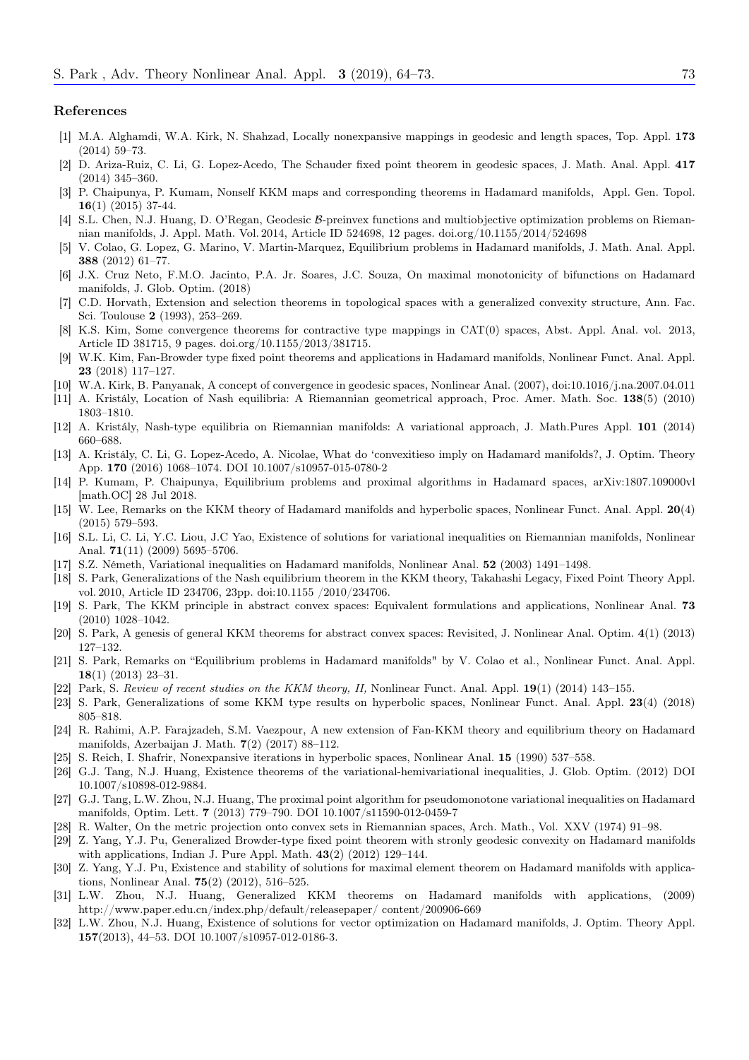## References

[1] M.A. Alghamdi, W.A. Kirk, N. Shahzad, Locally nonexpansive mappings in geodesic and length spaces, Top. Appl. **173** (2014) 59–73.

[2] D. Ariza-Ruiz, C. Li, G. Lopez-Acedo, The Schauder fixed point theorem in geodesic spaces, J. Math. Anal. Appl. **417** (2014) 345–360.

[3] P. Chaipunya, P. Kumam, Nonself KKM maps and corresponding theorems in Hadamard manifolds, Appl. Gen. Topol. **16**(1) (2015) 37-44.

[4] S.L. Chen, N.J. Huang, D. O'Regan, Geodesic $\mathcal{B}$-preinvex functions and multiobjective optimization problems on Riemannian manifolds, J. Appl. Math. Vol. 2014, Article ID 524698, 12 pages. doi.org/10.1155/2014/524698

[5] V. Colao, G. Lopez, G. Marino, V. Martin-Marquez, Equilibrium problems in Hadamard manifolds, J. Math. Anal. Appl. **388** (2012) 61–77.

[6] J.X. Cruz Neto, F.M.O. Jacinto, P.A. Jr. Soares, J.C. Souza, On maximal monotonicity of bifunctions on Hadamard manifolds, J. Glob. Optim. (2018)

[7] C.D. Horvath, Extension and selection theorems in topological spaces with a generalized convexity structure, Ann. Fac. Sci. Toulouse **2** (1993), 253–269.

[8] K.S. Kim, Some convergence theorems for contractive type mappings in CAT(0) spaces, Abst. Appl. Anal. vol. 2013, Article ID 381715, 9 pages. doi.org/10.1155/2013/381715.

[9] W.K. Kim, Fan-Browder type fixed point theorems and applications in Hadamard manifolds, Nonlinear Funct. Anal. Appl. **23** (2018) 117–127.

[10] W.A. Kirk, B. Panyanak, A concept of convergence in geodesic spaces, Nonlinear Anal. (2007), doi:10.1016/j.na.2007.04.011

[11] A. Kristály, Location of Nash equilibria: A Riemannian geometrical approach, Proc. Amer. Math. Soc. **138**(5) (2010) 1803–1810.

[12] A. Kristály, Nash-type equilibria on Riemannian manifolds: A variational approach, J. Math.Pures Appl. **101** (2014) 660–688.

[13] A. Kristály, C. Li, G. Lopez-Acedo, A. Nicolae, What do 'convexitieso imply on Hadamard manifolds?, J. Optim. Theory App. **170** (2016) 1068–1074. DOI 10.1007/s10957-015-0780-2

[14] P. Kumam, P. Chaipunya, Equilibrium problems and proximal algorithms in Hadamard spaces, arXiv:1807.109000vl [math.OC] 28 Jul 2018.

[15] W. Lee, Remarks on the KKM theory of Hadamard manifolds and hyperbolic spaces, Nonlinear Funct. Anal. Appl. **20**(4) (2015) 579–593.

[16] S.L. Li, C. Li, Y.C. Liou, J.C Yao, Existence of solutions for variational inequalities on Riemannian manifolds, Nonlinear Anal. **71**(11) (2009) 5695–5706.

[17] S.Z. Németh, Variational inequalities on Hadamard manifolds, Nonlinear Anal. **52** (2003) 1491–1498.

[18] S. Park, Generalizations of the Nash equilibrium theorem in the KKM theory, Takahashi Legacy, Fixed Point Theory Appl. vol. 2010, Article ID 234706, 23pp. doi:10.1155 /2010/234706.

[19] S. Park, The KKM principle in abstract convex spaces: Equivalent formulations and applications, Nonlinear Anal. **73** (2010) 1028–1042.

[20] S. Park, A genesis of general KKM theorems for abstract convex spaces: Revisited, J. Nonlinear Anal. Optim. **4**(1) (2013) 127–132.

[21] S. Park, Remarks on "Equilibrium problems in Hadamard manifolds" by V. Colao et al., Nonlinear Funct. Anal. Appl. **18**(1) (2013) 23–31.

[22] Park, S. *Review of recent studies on the KKM theory, II,* Nonlinear Funct. Anal. Appl. **19**(1) (2014) 143–155.

[23] S. Park, Generalizations of some KKM type results on hyperbolic spaces, Nonlinear Funct. Anal. Appl. **23**(4) (2018) 805–818.

[24] R. Rahimi, A.P. Farajzadeh, S.M. Vaezpour, A new extension of Fan-KKM theory and equilibrium theory on Hadamard manifolds, Azerbaijan J. Math. **7**(2) (2017) 88–112.

[25] S. Reich, I. Shafrir, Nonexpansive iterations in hyperbolic spaces, Nonlinear Anal. **15** (1990) 537–558.

[26] G.J. Tang, N.J. Huang, Existence theorems of the variational-hemivariational inequalities, J. Glob. Optim. (2012) DOI 10.1007/s10898-012-9884.

[27] G.J. Tang, L.W. Zhou, N.J. Huang, The proximal point algorithm for pseudomonotone variational inequalities on Hadamard manifolds, Optim. Lett. **7** (2013) 779–790. DOI 10.1007/s11590-012-0459-7

[28] R. Walter, On the metric projection onto convex sets in Riemannian spaces, Arch. Math., Vol. XXV (1974) 91–98.

[29] Z. Yang, Y.J. Pu, Generalized Browder-type fixed point theorem with stronly geodesic convexity on Hadamard manifolds with applications, Indian J. Pure Appl. Math. **43**(2) (2012) 129–144.

[30] Z. Yang, Y.J. Pu, Existence and stability of solutions for maximal element theorem on Hadamard manifolds with applications, Nonlinear Anal. **75**(2) (2012), 516–525.

[31] L.W. Zhou, N.J. Huang, Generalized KKM theorems on Hadamard manifolds with applications, (2009) http://www.paper.edu.cn/index.php/default/releasepaper/ content/200906-669

[32] L.W. Zhou, N.J. Huang, Existence of solutions for vector optimization on Hadamard manifolds, J. Optim. Theory Appl. **157**(2013), 44–53. DOI 10.1007/s10957-012-0186-3.